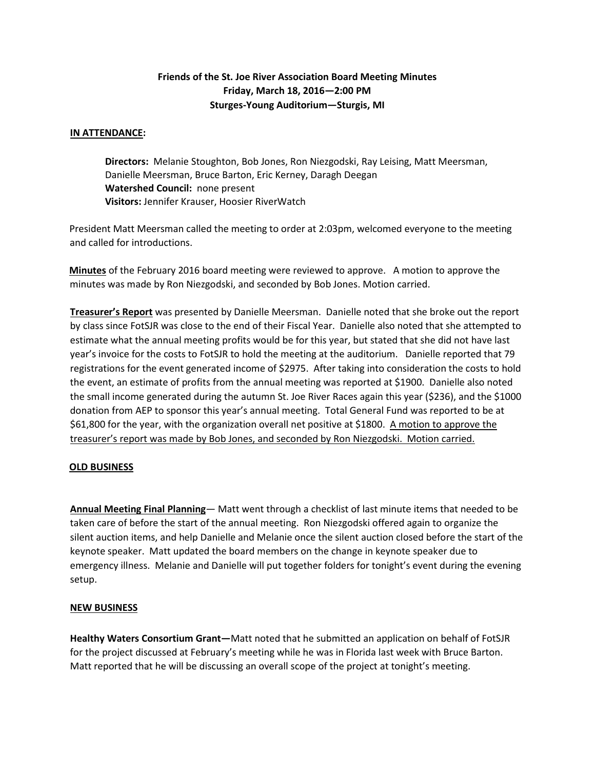**Friends of the St. Joe River Association Board Meeting Minutes**
**Friday, March 18, 2016—2:00 PM**
**Sturges-Young Auditorium—Sturgis, MI**

**<u>IN ATTENDANCE</u>:**

**Directors:** Melanie Stoughton, Bob Jones, Ron Niezgodski, Ray Leising, Matt Meersman, Danielle Meersman, Bruce Barton, Eric Kerney, Daragh Deegan
**Watershed Council:** none present
**Visitors:** Jennifer Krauser, Hoosier RiverWatch

President Matt Meersman called the meeting to order at 2:03pm, welcomed everyone to the meeting and called for introductions.

**<u>Minutes</u>** of the February 2016 board meeting were reviewed to approve. A motion to approve the minutes was made by Ron Niezgodski, and seconded by Bob Jones. Motion carried.

**<u>Treasurer's Report</u>** was presented by Danielle Meersman. Danielle noted that she broke out the report by class since FotSJR was close to the end of their Fiscal Year. Danielle also noted that she attempted to estimate what the annual meeting profits would be for this year, but stated that she did not have last year's invoice for the costs to FotSJR to hold the meeting at the auditorium. Danielle reported that 79 registrations for the event generated income of $2975. After taking into consideration the costs to hold the event, an estimate of profits from the annual meeting was reported at $1900. Danielle also noted the small income generated during the autumn St. Joe River Races again this year ($236), and the $1000 donation from AEP to sponsor this year's annual meeting. Total General Fund was reported to be at $61,800 for the year, with the organization overall net positive at $1800. <u>A motion to approve the treasurer's report was made by Bob Jones, and seconded by Ron Niezgodski. Motion carried.</u>

**<u>OLD BUSINESS</u>**

**<u>Annual Meeting Final Planning</u>**— Matt went through a checklist of last minute items that needed to be taken care of before the start of the annual meeting. Ron Niezgodski offered again to organize the silent auction items, and help Danielle and Melanie once the silent auction closed before the start of the keynote speaker. Matt updated the board members on the change in keynote speaker due to emergency illness. Melanie and Danielle will put together folders for tonight's event during the evening setup.

**<u>NEW BUSINESS</u>**

**Healthy Waters Consortium Grant—**Matt noted that he submitted an application on behalf of FotSJR for the project discussed at February's meeting while he was in Florida last week with Bruce Barton. Matt reported that he will be discussing an overall scope of the project at tonight's meeting.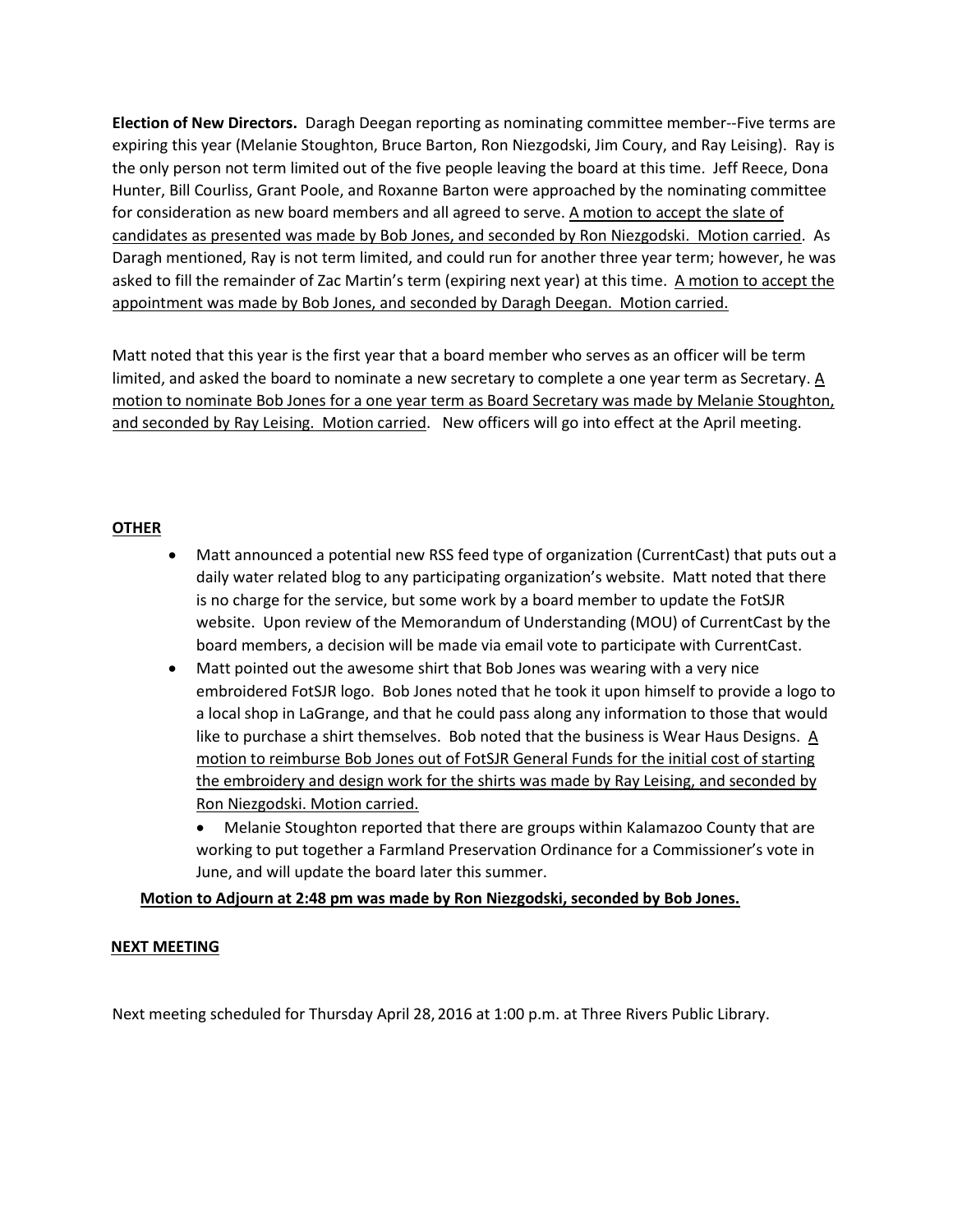**Election of New Directors.** Daragh Deegan reporting as nominating committee member--Five terms are expiring this year (Melanie Stoughton, Bruce Barton, Ron Niezgodski, Jim Coury, and Ray Leising). Ray is the only person not term limited out of the five people leaving the board at this time. Jeff Reece, Dona Hunter, Bill Courliss, Grant Poole, and Roxanne Barton were approached by the nominating committee for consideration as new board members and all agreed to serve. <u>A motion to accept the slate of candidates as presented was made by Bob Jones, and seconded by Ron Niezgodski. Motion carried</u>. As Daragh mentioned, Ray is not term limited, and could run for another three year term; however, he was asked to fill the remainder of Zac Martin's term (expiring next year) at this time. <u>A motion to accept the appointment was made by Bob Jones, and seconded by Daragh Deegan. Motion carried.</u>

Matt noted that this year is the first year that a board member who serves as an officer will be term limited, and asked the board to nominate a new secretary to complete a one year term as Secretary. <u>A motion to nominate Bob Jones for a one year term as Board Secretary was made by Melanie Stoughton, and seconded by Ray Leising. Motion carried</u>. New officers will go into effect at the April meeting.

**<u>OTHER</u>**

- Matt announced a potential new RSS feed type of organization (CurrentCast) that puts out a daily water related blog to any participating organization's website. Matt noted that there is no charge for the service, but some work by a board member to update the FotSJR website. Upon review of the Memorandum of Understanding (MOU) of CurrentCast by the board members, a decision will be made via email vote to participate with CurrentCast.
- Matt pointed out the awesome shirt that Bob Jones was wearing with a very nice embroidered FotSJR logo. Bob Jones noted that he took it upon himself to provide a logo to a local shop in LaGrange, and that he could pass along any information to those that would like to purchase a shirt themselves. Bob noted that the business is Wear Haus Designs. <u>A motion to reimburse Bob Jones out of FotSJR General Funds for the initial cost of starting the embroidery and design work for the shirts was made by Ray Leising, and seconded by Ron Niezgodski. Motion carried.</u>
  - Melanie Stoughton reported that there are groups within Kalamazoo County that are working to put together a Farmland Preservation Ordinance for a Commissioner's vote in June, and will update the board later this summer.

**<u>Motion to Adjourn at 2:48 pm was made by Ron Niezgodski, seconded by Bob Jones.</u>**

**<u>NEXT MEETING</u>**

Next meeting scheduled for Thursday April 28, 2016 at 1:00 p.m. at Three Rivers Public Library.